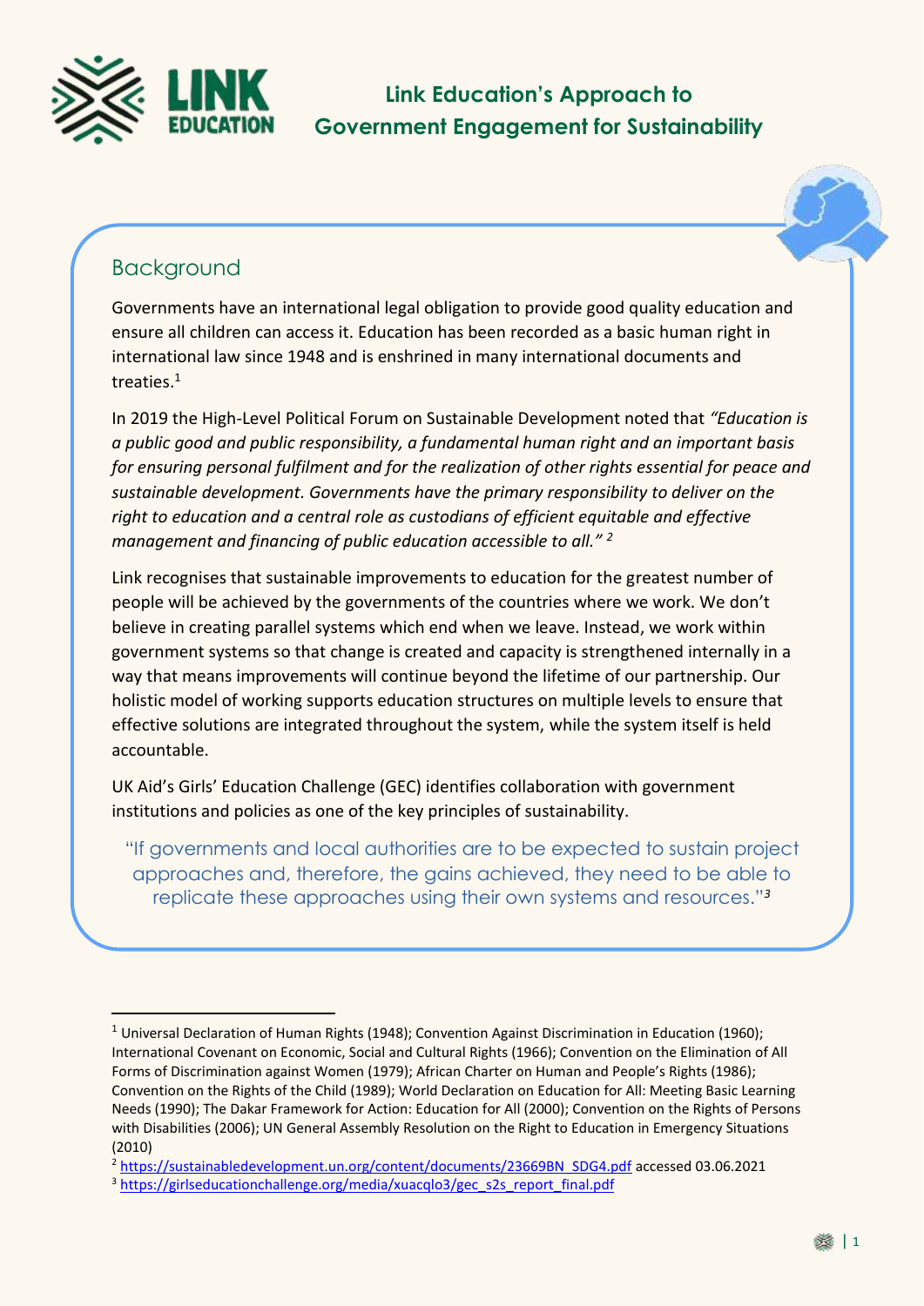# Link Education's Approach to Government Engagement for Sustainability

## Background

Governments have an international legal obligation to provide good quality education and ensure all children can access it. Education has been recorded as a basic human right in international law since 1948 and is enshrined in many international documents and treaties.[1]

In 2019 the High-Level Political Forum on Sustainable Development noted that *"Education is a public good and public responsibility, a fundamental human right and an important basis for ensuring personal fulfilment and for the realization of other rights essential for peace and sustainable development. Governments have the primary responsibility to deliver on the right to education and a central role as custodians of efficient equitable and effective management and financing of public education accessible to all."* [2]

Link recognises that sustainable improvements to education for the greatest number of people will be achieved by the governments of the countries where we work. We don't believe in creating parallel systems which end when we leave. Instead, we work within government systems so that change is created and capacity is strengthened internally in a way that means improvements will continue beyond the lifetime of our partnership. Our holistic model of working supports education structures on multiple levels to ensure that effective solutions are integrated throughout the system, while the system itself is held accountable.

UK Aid's Girls' Education Challenge (GEC) identifies collaboration with government institutions and policies as one of the key principles of sustainability.

> "If governments and local authorities are to be expected to sustain project approaches and, therefore, the gains achieved, they need to be able to replicate these approaches using their own systems and resources."[3]

---

[1] Universal Declaration of Human Rights (1948); Convention Against Discrimination in Education (1960); International Covenant on Economic, Social and Cultural Rights (1966); Convention on the Elimination of All Forms of Discrimination against Women (1979); African Charter on Human and People's Rights (1986); Convention on the Rights of the Child (1989); World Declaration on Education for All: Meeting Basic Learning Needs (1990); The Dakar Framework for Action: Education for All (2000); Convention on the Rights of Persons with Disabilities (2006); UN General Assembly Resolution on the Right to Education in Emergency Situations (2010)

[2] https://sustainabledevelopment.un.org/content/documents/23669BN_SDG4.pdf accessed 03.06.2021

[3] https://girlseducationchallenge.org/media/xuacqlo3/gec_s2s_report_final.pdf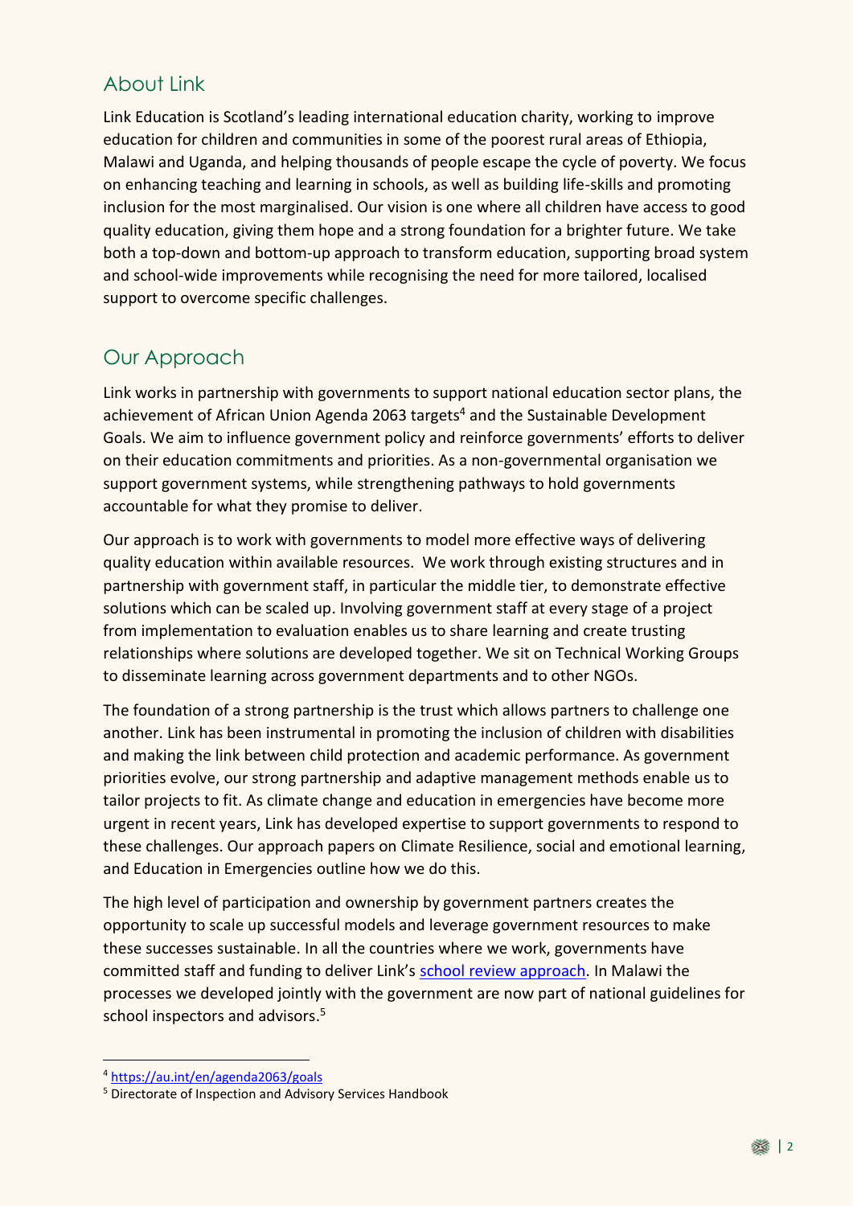## About Link

Link Education is Scotland's leading international education charity, working to improve education for children and communities in some of the poorest rural areas of Ethiopia, Malawi and Uganda, and helping thousands of people escape the cycle of poverty. We focus on enhancing teaching and learning in schools, as well as building life-skills and promoting inclusion for the most marginalised. Our vision is one where all children have access to good quality education, giving them hope and a strong foundation for a brighter future. We take both a top-down and bottom-up approach to transform education, supporting broad system and school-wide improvements while recognising the need for more tailored, localised support to overcome specific challenges.

## Our Approach

Link works in partnership with governments to support national education sector plans, the achievement of African Union Agenda 2063 targets[4] and the Sustainable Development Goals. We aim to influence government policy and reinforce governments' efforts to deliver on their education commitments and priorities. As a non-governmental organisation we support government systems, while strengthening pathways to hold governments accountable for what they promise to deliver.

Our approach is to work with governments to model more effective ways of delivering quality education within available resources. We work through existing structures and in partnership with government staff, in particular the middle tier, to demonstrate effective solutions which can be scaled up. Involving government staff at every stage of a project from implementation to evaluation enables us to share learning and create trusting relationships where solutions are developed together. We sit on Technical Working Groups to disseminate learning across government departments and to other NGOs.

The foundation of a strong partnership is the trust which allows partners to challenge one another. Link has been instrumental in promoting the inclusion of children with disabilities and making the link between child protection and academic performance. As government priorities evolve, our strong partnership and adaptive management methods enable us to tailor projects to fit. As climate change and education in emergencies have become more urgent in recent years, Link has developed expertise to support governments to respond to these challenges. Our approach papers on Climate Resilience, social and emotional learning, and Education in Emergencies outline how we do this.

The high level of participation and ownership by government partners creates the opportunity to scale up successful models and leverage government resources to make these successes sustainable. In all the countries where we work, governments have committed staff and funding to deliver Link's school review approach. In Malawi the processes we developed jointly with the government are now part of national guidelines for school inspectors and advisors.[5]

---

[4] https://au.int/en/agenda2063/goals

[5] Directorate of Inspection and Advisory Services Handbook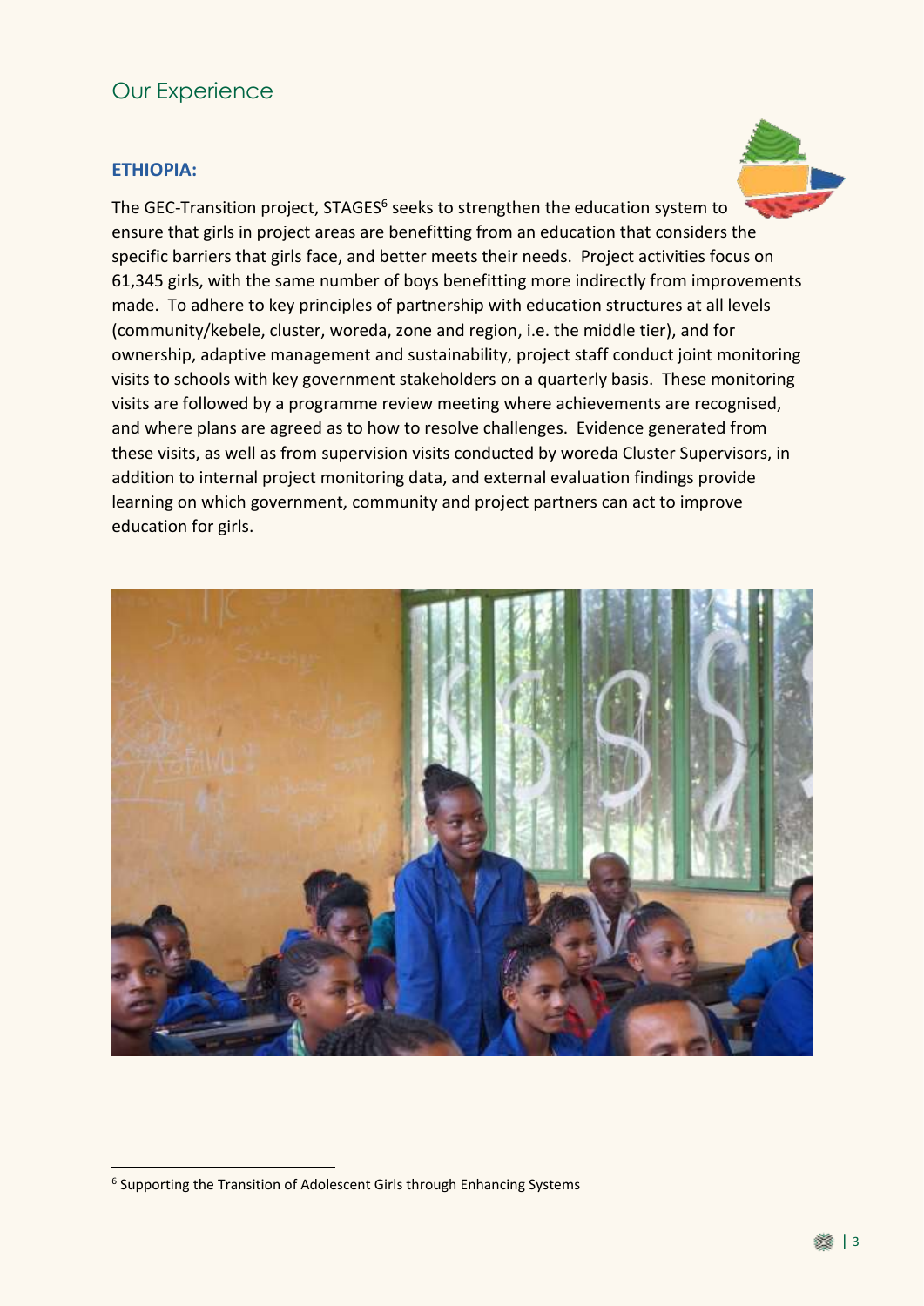## Our Experience

### ETHIOPIA:

The GEC-Transition project, STAGES[6] seeks to strengthen the education system to ensure that girls in project areas are benefitting from an education that considers the specific barriers that girls face, and better meets their needs. Project activities focus on 61,345 girls, with the same number of boys benefitting more indirectly from improvements made. To adhere to key principles of partnership with education structures at all levels (community/kebele, cluster, woreda, zone and region, i.e. the middle tier), and for ownership, adaptive management and sustainability, project staff conduct joint monitoring visits to schools with key government stakeholders on a quarterly basis. These monitoring visits are followed by a programme review meeting where achievements are recognised, and where plans are agreed as to how to resolve challenges. Evidence generated from these visits, as well as from supervision visits conducted by woreda Cluster Supervisors, in addition to internal project monitoring data, and external evaluation findings provide learning on which government, community and project partners can act to improve education for girls.

[6] Supporting the Transition of Adolescent Girls through Enhancing Systems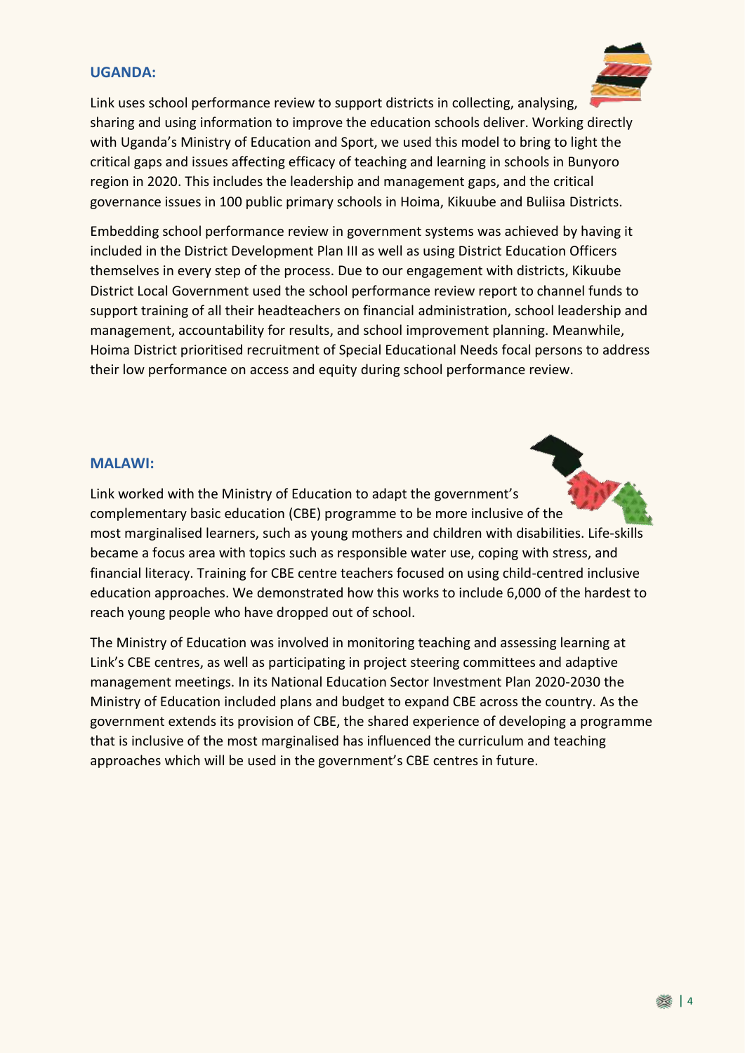## UGANDA:

Link uses school performance review to support districts in collecting, analysing, sharing and using information to improve the education schools deliver. Working directly with Uganda's Ministry of Education and Sport, we used this model to bring to light the critical gaps and issues affecting efficacy of teaching and learning in schools in Bunyoro region in 2020. This includes the leadership and management gaps, and the critical governance issues in 100 public primary schools in Hoima, Kikuube and Buliisa Districts.

Embedding school performance review in government systems was achieved by having it included in the District Development Plan III as well as using District Education Officers themselves in every step of the process. Due to our engagement with districts, Kikuube District Local Government used the school performance review report to channel funds to support training of all their headteachers on financial administration, school leadership and management, accountability for results, and school improvement planning. Meanwhile, Hoima District prioritised recruitment of Special Educational Needs focal persons to address their low performance on access and equity during school performance review.

## MALAWI:

Link worked with the Ministry of Education to adapt the government's complementary basic education (CBE) programme to be more inclusive of the most marginalised learners, such as young mothers and children with disabilities. Life-skills became a focus area with topics such as responsible water use, coping with stress, and financial literacy. Training for CBE centre teachers focused on using child-centred inclusive education approaches. We demonstrated how this works to include 6,000 of the hardest to reach young people who have dropped out of school.

The Ministry of Education was involved in monitoring teaching and assessing learning at Link's CBE centres, as well as participating in project steering committees and adaptive management meetings. In its National Education Sector Investment Plan 2020-2030 the Ministry of Education included plans and budget to expand CBE across the country. As the government extends its provision of CBE, the shared experience of developing a programme that is inclusive of the most marginalised has influenced the curriculum and teaching approaches which will be used in the government's CBE centres in future.